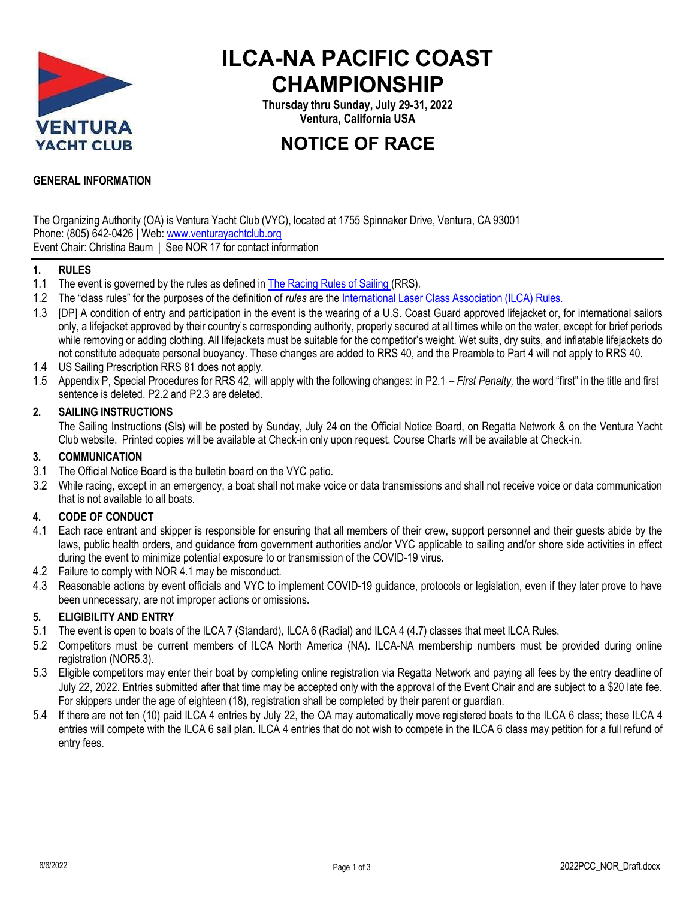# ILCA-NA PACIFIC COAST CHAMPIONSHIP

**Thursday thru Sunday, July 29-31, 2022**
**Ventura, California USA**

## NOTICE OF RACE

**GENERAL INFORMATION**

The Organizing Authority (OA) is Ventura Yacht Club (VYC), located at 1755 Spinnaker Drive, Ventura, CA 93001
Phone: (805) 642-0426 | Web: www.venturayachtclub.org
Event Chair: Christina Baum | See NOR 17 for contact information

### 1. RULES

1.1 The event is governed by the rules as defined in The Racing Rules of Sailing (RRS).

1.2 The "class rules" for the purposes of the definition of *rules* are the International Laser Class Association (ILCA) Rules.

1.3 [DP] A condition of entry and participation in the event is the wearing of a U.S. Coast Guard approved lifejacket or, for international sailors only, a lifejacket approved by their country's corresponding authority, properly secured at all times while on the water, except for brief periods while removing or adding clothing. All lifejackets must be suitable for the competitor's weight. Wet suits, dry suits, and inflatable lifejackets do not constitute adequate personal buoyancy. These changes are added to RRS 40, and the Preamble to Part 4 will not apply to RRS 40.

1.4 US Sailing Prescription RRS 81 does not apply.

1.5 Appendix P, Special Procedures for RRS 42, will apply with the following changes: in P2.1 – *First Penalty,* the word "first" in the title and first sentence is deleted. P2.2 and P2.3 are deleted.

### 2. SAILING INSTRUCTIONS

The Sailing Instructions (SIs) will be posted by Sunday, July 24 on the Official Notice Board, on Regatta Network & on the Ventura Yacht Club website. Printed copies will be available at Check-in only upon request. Course Charts will be available at Check-in.

### 3. COMMUNICATION

3.1 The Official Notice Board is the bulletin board on the VYC patio.

3.2 While racing, except in an emergency, a boat shall not make voice or data transmissions and shall not receive voice or data communication that is not available to all boats.

### 4. CODE OF CONDUCT

4.1 Each race entrant and skipper is responsible for ensuring that all members of their crew, support personnel and their guests abide by the laws, public health orders, and guidance from government authorities and/or VYC applicable to sailing and/or shore side activities in effect during the event to minimize potential exposure to or transmission of the COVID-19 virus.

4.2 Failure to comply with NOR 4.1 may be misconduct.

4.3 Reasonable actions by event officials and VYC to implement COVID-19 guidance, protocols or legislation, even if they later prove to have been unnecessary, are not improper actions or omissions.

### 5. ELIGIBILITY AND ENTRY

5.1 The event is open to boats of the ILCA 7 (Standard), ILCA 6 (Radial) and ILCA 4 (4.7) classes that meet ILCA Rules.

5.2 Competitors must be current members of ILCA North America (NA). ILCA-NA membership numbers must be provided during online registration (NOR5.3).

5.3 Eligible competitors may enter their boat by completing online registration via Regatta Network and paying all fees by the entry deadline of July 22, 2022. Entries submitted after that time may be accepted only with the approval of the Event Chair and are subject to a $20 late fee. For skippers under the age of eighteen (18), registration shall be completed by their parent or guardian.

5.4 If there are not ten (10) paid ILCA 4 entries by July 22, the OA may automatically move registered boats to the ILCA 6 class; these ILCA 4 entries will compete with the ILCA 6 sail plan. ILCA 4 entries that do not wish to compete in the ILCA 6 class may petition for a full refund of entry fees.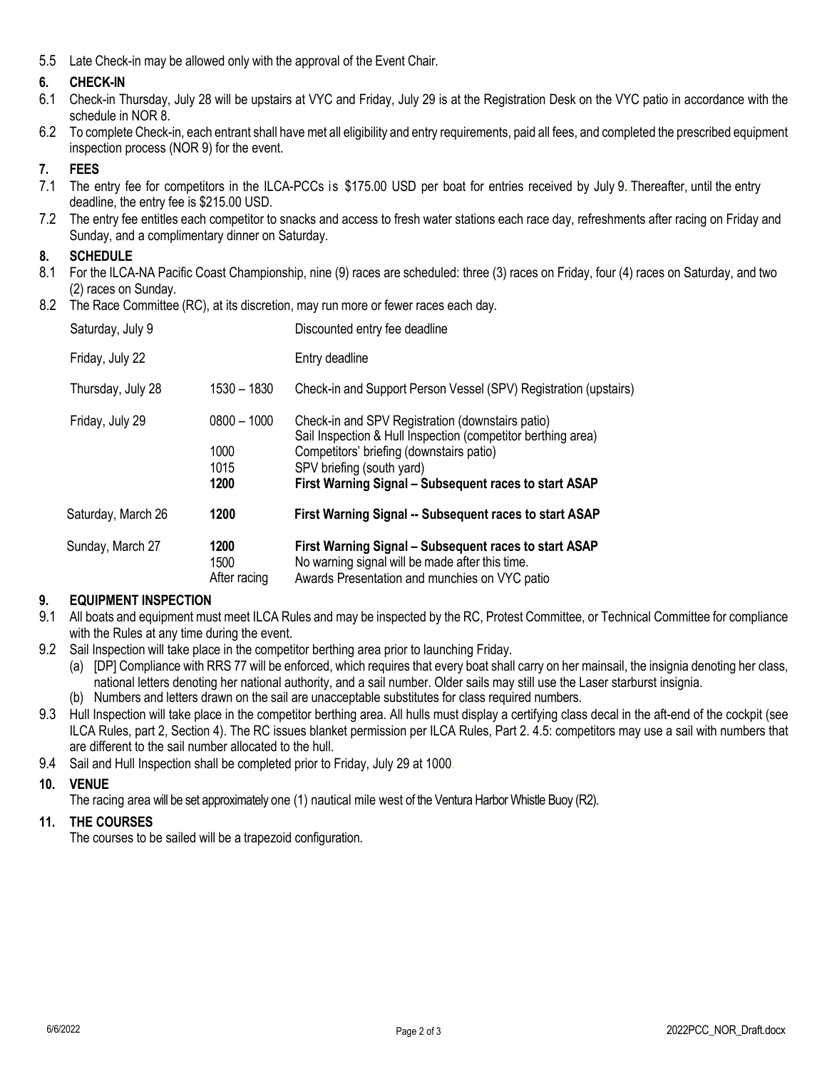5.5 Late Check-in may be allowed only with the approval of the Event Chair.

## 6. CHECK-IN

6.1 Check-in Thursday, July 28 will be upstairs at VYC and Friday, July 29 is at the Registration Desk on the VYC patio in accordance with the schedule in NOR 8.

6.2 To complete Check-in, each entrant shall have met all eligibility and entry requirements, paid all fees, and completed the prescribed equipment inspection process (NOR 9) for the event.

## 7. FEES

7.1 The entry fee for competitors in the ILCA-PCCs is $175.00 USD per boat for entries received by July 9. Thereafter, until the entry deadline, the entry fee is $215.00 USD.

7.2 The entry fee entitles each competitor to snacks and access to fresh water stations each race day, refreshments after racing on Friday and Sunday, and a complimentary dinner on Saturday.

## 8. SCHEDULE

8.1 For the ILCA-NA Pacific Coast Championship, nine (9) races are scheduled: three (3) races on Friday, four (4) races on Saturday, and two (2) races on Sunday.

8.2 The Race Committee (RC), at its discretion, may run more or fewer races each day.

| | | |
|---|---|---|
| Saturday, July 9 | | Discounted entry fee deadline |
| Friday, July 22 | | Entry deadline |
| Thursday, July 28 | 1530 – 1830 | Check-in and Support Person Vessel (SPV) Registration (upstairs) |
| Friday, July 29 | 0800 – 1000 | Check-in and SPV Registration (downstairs patio)<br>Sail Inspection & Hull Inspection (competitor berthing area) |
| | 1000 | Competitors' briefing (downstairs patio) |
| | 1015 | SPV briefing (south yard) |
| | **1200** | **First Warning Signal – Subsequent races to start ASAP** |
| Saturday, March 26 | **1200** | **First Warning Signal -- Subsequent races to start ASAP** |
| Sunday, March 27 | **1200** | **First Warning Signal – Subsequent races to start ASAP** |
| | 1500 | No warning signal will be made after this time. |
| | After racing | Awards Presentation and munchies on VYC patio |

## 9. EQUIPMENT INSPECTION

9.1 All boats and equipment must meet ILCA Rules and may be inspected by the RC, Protest Committee, or Technical Committee for compliance with the Rules at any time during the event.

9.2 Sail Inspection will take place in the competitor berthing area prior to launching Friday.

(a) [DP] Compliance with RRS 77 will be enforced, which requires that every boat shall carry on her mainsail, the insignia denoting her class, national letters denoting her national authority, and a sail number. Older sails may still use the Laser starburst insignia.

(b) Numbers and letters drawn on the sail are unacceptable substitutes for class required numbers.

9.3 Hull Inspection will take place in the competitor berthing area. All hulls must display a certifying class decal in the aft-end of the cockpit (see ILCA Rules, part 2, Section 4). The RC issues blanket permission per ILCA Rules, Part 2. 4.5: competitors may use a sail with numbers that are different to the sail number allocated to the hull.

9.4 Sail and Hull Inspection shall be completed prior to Friday, July 29 at 1000.

## 10. VENUE

The racing area will be set approximately one (1) nautical mile west of the Ventura Harbor Whistle Buoy (R2).

## 11. THE COURSES

The courses to be sailed will be a trapezoid configuration.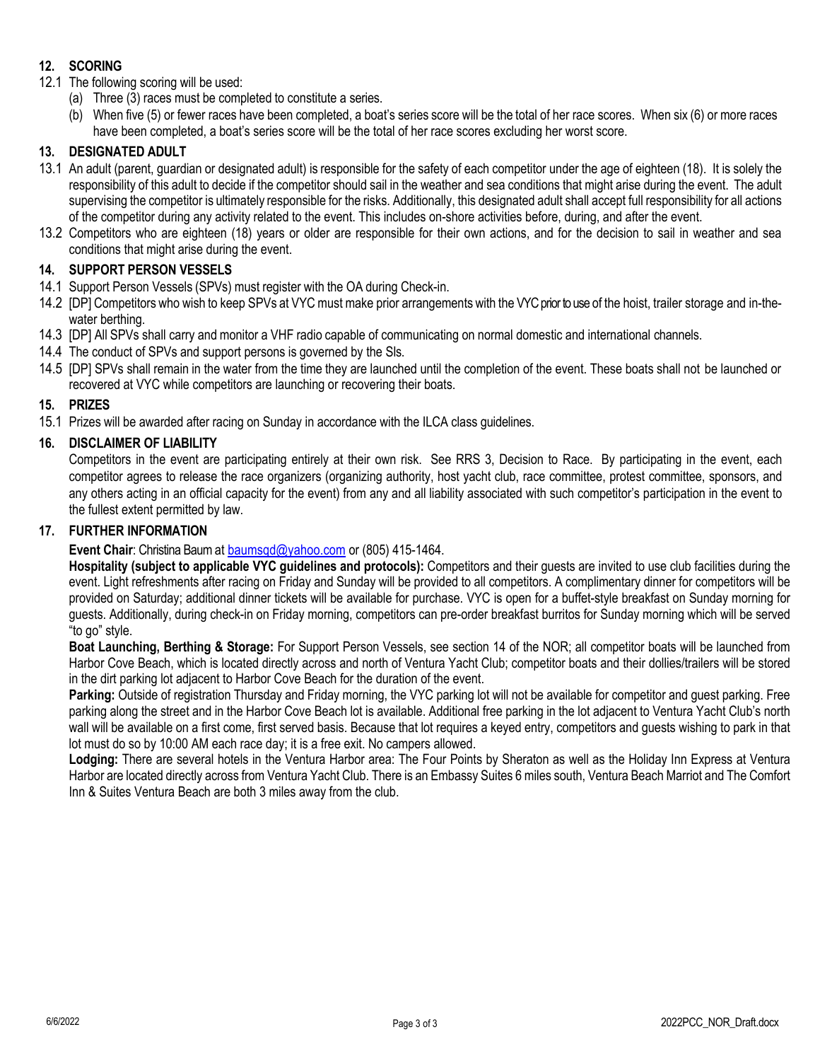## 12. SCORING

12.1 The following scoring will be used:

(a) Three (3) races must be completed to constitute a series.

(b) When five (5) or fewer races have been completed, a boat's series score will be the total of her race scores. When six (6) or more races have been completed, a boat's series score will be the total of her race scores excluding her worst score.

## 13. DESIGNATED ADULT

13.1 An adult (parent, guardian or designated adult) is responsible for the safety of each competitor under the age of eighteen (18). It is solely the responsibility of this adult to decide if the competitor should sail in the weather and sea conditions that might arise during the event. The adult supervising the competitor is ultimately responsible for the risks. Additionally, this designated adult shall accept full responsibility for all actions of the competitor during any activity related to the event. This includes on-shore activities before, during, and after the event.

13.2 Competitors who are eighteen (18) years or older are responsible for their own actions, and for the decision to sail in weather and sea conditions that might arise during the event.

## 14. SUPPORT PERSON VESSELS

14.1 Support Person Vessels (SPVs) must register with the OA during Check-in.

14.2 [DP] Competitors who wish to keep SPVs at VYC must make prior arrangements with the VYC prior to use of the hoist, trailer storage and in-the-water berthing.

14.3 [DP] All SPVs shall carry and monitor a VHF radio capable of communicating on normal domestic and international channels.

14.4 The conduct of SPVs and support persons is governed by the SIs.

14.5 [DP] SPVs shall remain in the water from the time they are launched until the completion of the event. These boats shall not be launched or recovered at VYC while competitors are launching or recovering their boats.

## 15. PRIZES

15.1 Prizes will be awarded after racing on Sunday in accordance with the ILCA class guidelines.

## 16. DISCLAIMER OF LIABILITY

Competitors in the event are participating entirely at their own risk. See RRS 3, Decision to Race. By participating in the event, each competitor agrees to release the race organizers (organizing authority, host yacht club, race committee, protest committee, sponsors, and any others acting in an official capacity for the event) from any and all liability associated with such competitor's participation in the event to the fullest extent permitted by law.

## 17. FURTHER INFORMATION

**Event Chair**: Christina Baum at baumsqd@yahoo.com or (805) 415-1464.

**Hospitality (subject to applicable VYC guidelines and protocols):** Competitors and their guests are invited to use club facilities during the event. Light refreshments after racing on Friday and Sunday will be provided to all competitors. A complimentary dinner for competitors will be provided on Saturday; additional dinner tickets will be available for purchase. VYC is open for a buffet-style breakfast on Sunday morning for guests. Additionally, during check-in on Friday morning, competitors can pre-order breakfast burritos for Sunday morning which will be served "to go" style.

**Boat Launching, Berthing & Storage:** For Support Person Vessels, see section 14 of the NOR; all competitor boats will be launched from Harbor Cove Beach, which is located directly across and north of Ventura Yacht Club; competitor boats and their dollies/trailers will be stored in the dirt parking lot adjacent to Harbor Cove Beach for the duration of the event.

**Parking:** Outside of registration Thursday and Friday morning, the VYC parking lot will not be available for competitor and guest parking. Free parking along the street and in the Harbor Cove Beach lot is available. Additional free parking in the lot adjacent to Ventura Yacht Club's north wall will be available on a first come, first served basis. Because that lot requires a keyed entry, competitors and guests wishing to park in that lot must do so by 10:00 AM each race day; it is a free exit. No campers allowed.

**Lodging:** There are several hotels in the Ventura Harbor area: The Four Points by Sheraton as well as the Holiday Inn Express at Ventura Harbor are located directly across from Ventura Yacht Club. There is an Embassy Suites 6 miles south, Ventura Beach Marriot and The Comfort Inn & Suites Ventura Beach are both 3 miles away from the club.